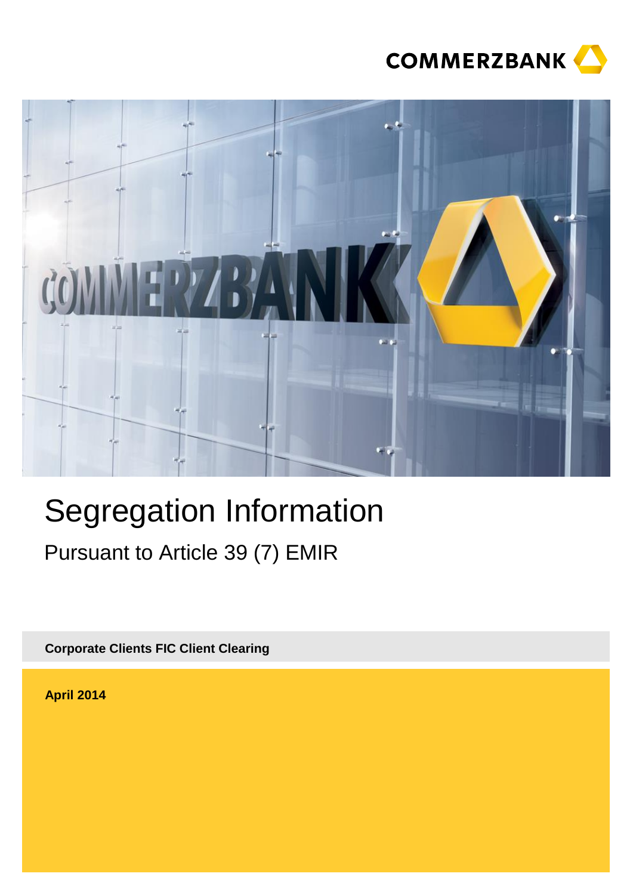COMMERZBANK

# Segregation Information

## Pursuant to Article 39 (7) EMIR

**Corporate Clients FIC Client Clearing**

**April 2014**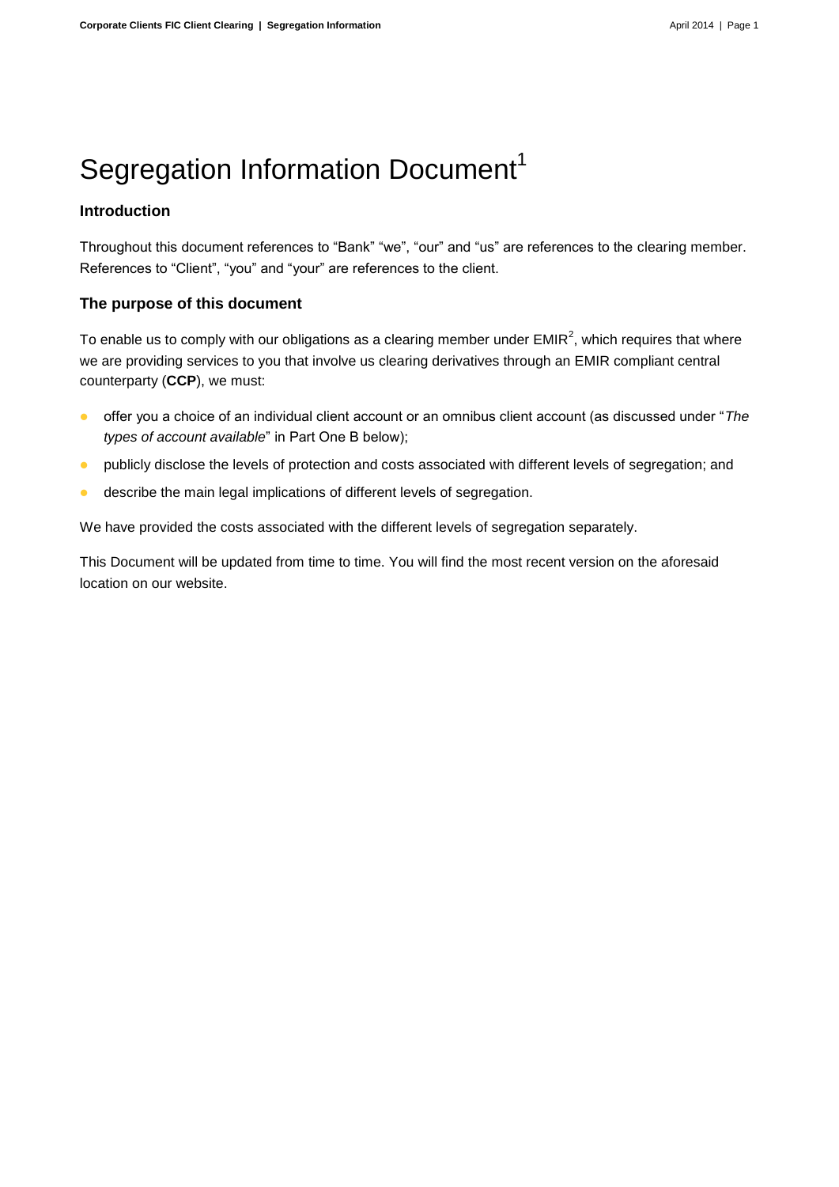# Segregation Information Document[1]

## Introduction

Throughout this document references to “Bank” “we”, “our” and “us” are references to the clearing member. References to “Client”, “you” and “your” are references to the client.

## The purpose of this document

To enable us to comply with our obligations as a clearing member under EMIR[2], which requires that where we are providing services to you that involve us clearing derivatives through an EMIR compliant central counterparty (**CCP**), we must:

- offer you a choice of an individual client account or an omnibus client account (as discussed under “*The types of account available*” in Part One B below);
- publicly disclose the levels of protection and costs associated with different levels of segregation; and
- describe the main legal implications of different levels of segregation.

We have provided the costs associated with the different levels of segregation separately.

This Document will be updated from time to time. You will find the most recent version on the aforesaid location on our website.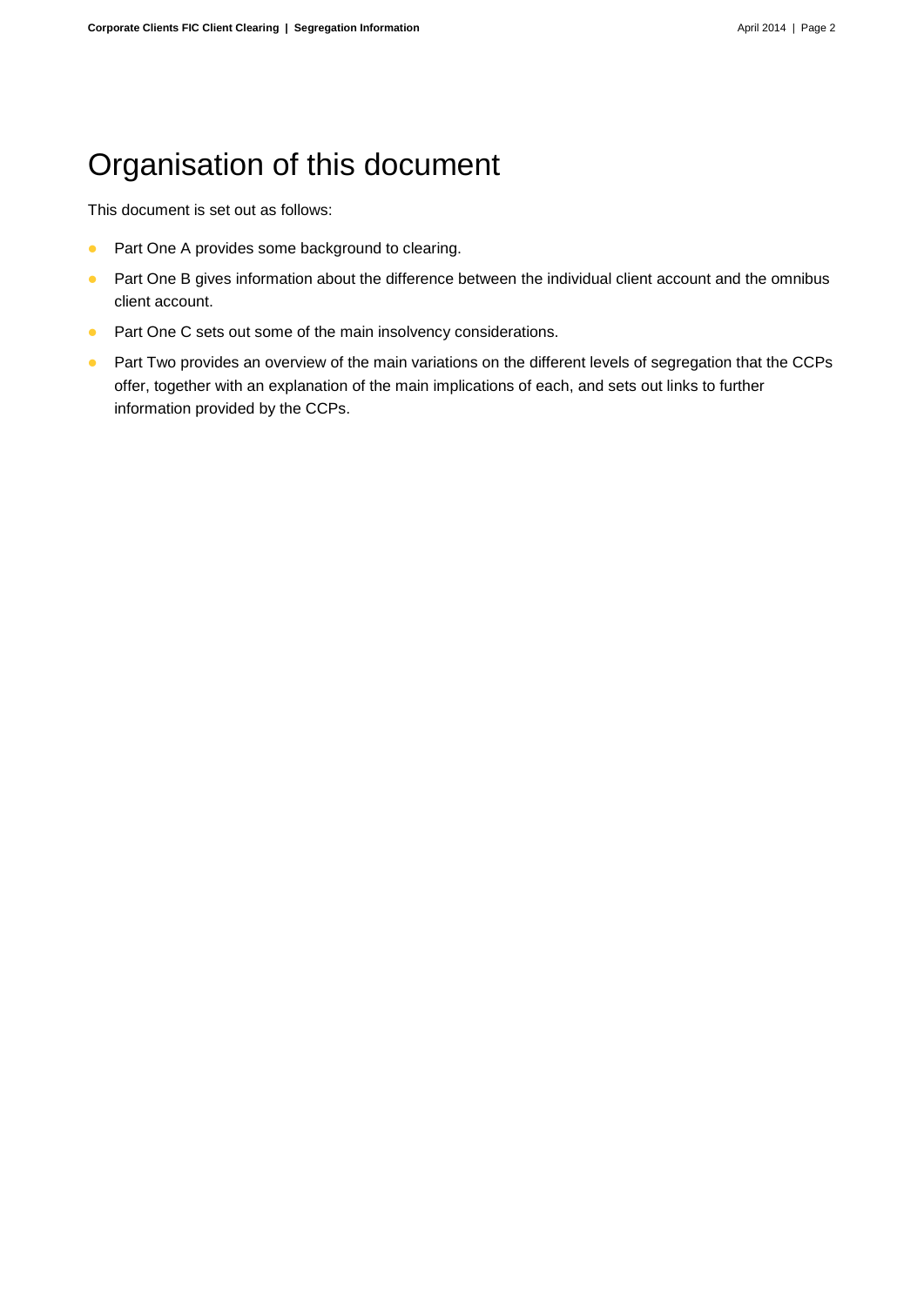# Organisation of this document

This document is set out as follows:

- Part One A provides some background to clearing.
- Part One B gives information about the difference between the individual client account and the omnibus client account.
- Part One C sets out some of the main insolvency considerations.
- Part Two provides an overview of the main variations on the different levels of segregation that the CCPs offer, together with an explanation of the main implications of each, and sets out links to further information provided by the CCPs.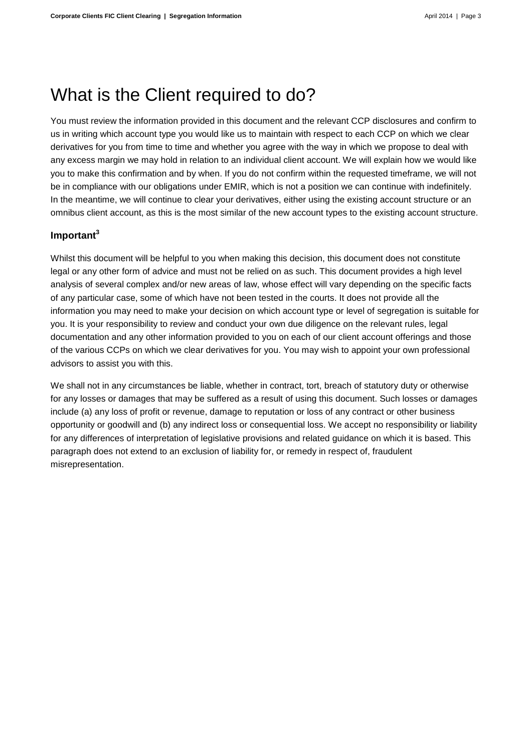# What is the Client required to do?

You must review the information provided in this document and the relevant CCP disclosures and confirm to us in writing which account type you would like us to maintain with respect to each CCP on which we clear derivatives for you from time to time and whether you agree with the way in which we propose to deal with any excess margin we may hold in relation to an individual client account. We will explain how we would like you to make this confirmation and by when. If you do not confirm within the requested timeframe, we will not be in compliance with our obligations under EMIR, which is not a position we can continue with indefinitely. In the meantime, we will continue to clear your derivatives, either using the existing account structure or an omnibus client account, as this is the most similar of the new account types to the existing account structure.

### Important[3]

Whilst this document will be helpful to you when making this decision, this document does not constitute legal or any other form of advice and must not be relied on as such. This document provides a high level analysis of several complex and/or new areas of law, whose effect will vary depending on the specific facts of any particular case, some of which have not been tested in the courts. It does not provide all the information you may need to make your decision on which account type or level of segregation is suitable for you. It is your responsibility to review and conduct your own due diligence on the relevant rules, legal documentation and any other information provided to you on each of our client account offerings and those of the various CCPs on which we clear derivatives for you. You may wish to appoint your own professional advisors to assist you with this.

We shall not in any circumstances be liable, whether in contract, tort, breach of statutory duty or otherwise for any losses or damages that may be suffered as a result of using this document. Such losses or damages include (a) any loss of profit or revenue, damage to reputation or loss of any contract or other business opportunity or goodwill and (b) any indirect loss or consequential loss. We accept no responsibility or liability for any differences of interpretation of legislative provisions and related guidance on which it is based. This paragraph does not extend to an exclusion of liability for, or remedy in respect of, fraudulent misrepresentation.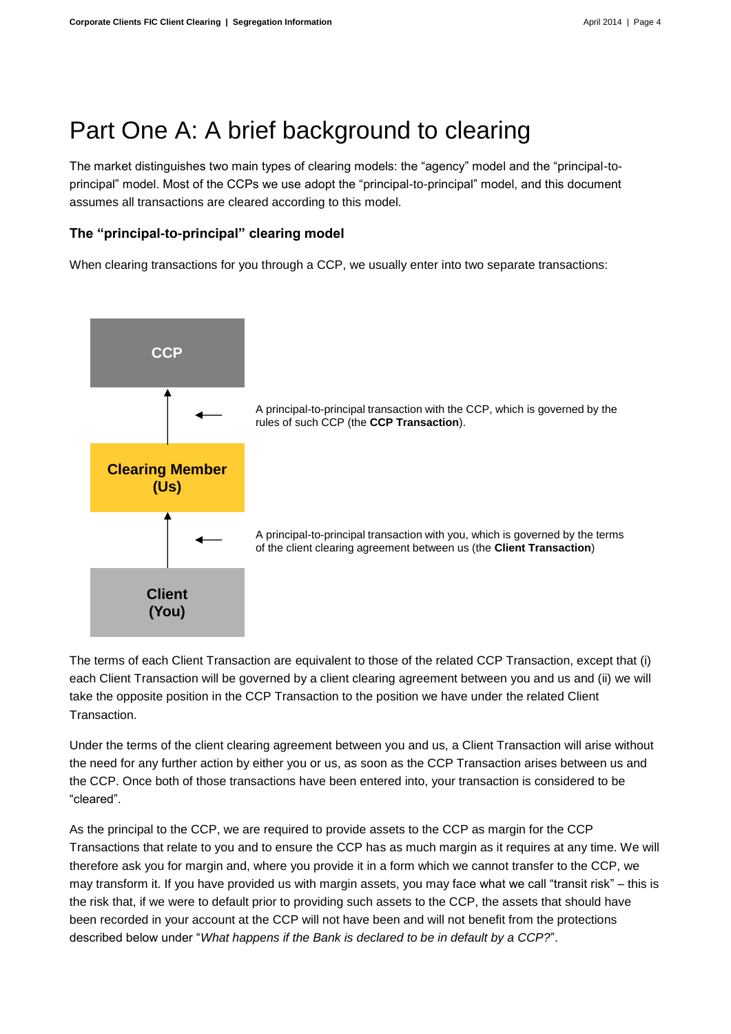# Part One A: A brief background to clearing

The market distinguishes two main types of clearing models: the "agency" model and the "principal-to-principal" model. Most of the CCPs we use adopt the "principal-to-principal" model, and this document assumes all transactions are cleared according to this model.

### The "principal-to-principal" clearing model

When clearing transactions for you through a CCP, we usually enter into two separate transactions:

**CCP**

A principal-to-principal transaction with the CCP, which is governed by the rules of such CCP (the **CCP Transaction**).

**Clearing Member (Us)**

A principal-to-principal transaction with you, which is governed by the terms of the client clearing agreement between us (the **Client Transaction**)

**Client (You)**

The terms of each Client Transaction are equivalent to those of the related CCP Transaction, except that (i) each Client Transaction will be governed by a client clearing agreement between you and us and (ii) we will take the opposite position in the CCP Transaction to the position we have under the related Client Transaction.

Under the terms of the client clearing agreement between you and us, a Client Transaction will arise without the need for any further action by either you or us, as soon as the CCP Transaction arises between us and the CCP. Once both of those transactions have been entered into, your transaction is considered to be "cleared".

As the principal to the CCP, we are required to provide assets to the CCP as margin for the CCP Transactions that relate to you and to ensure the CCP has as much margin as it requires at any time. We will therefore ask you for margin and, where you provide it in a form which we cannot transfer to the CCP, we may transform it. If you have provided us with margin assets, you may face what we call "transit risk" – this is the risk that, if we were to default prior to providing such assets to the CCP, the assets that should have been recorded in your account at the CCP will not have been and will not benefit from the protections described below under "*What happens if the Bank is declared to be in default by a CCP?*".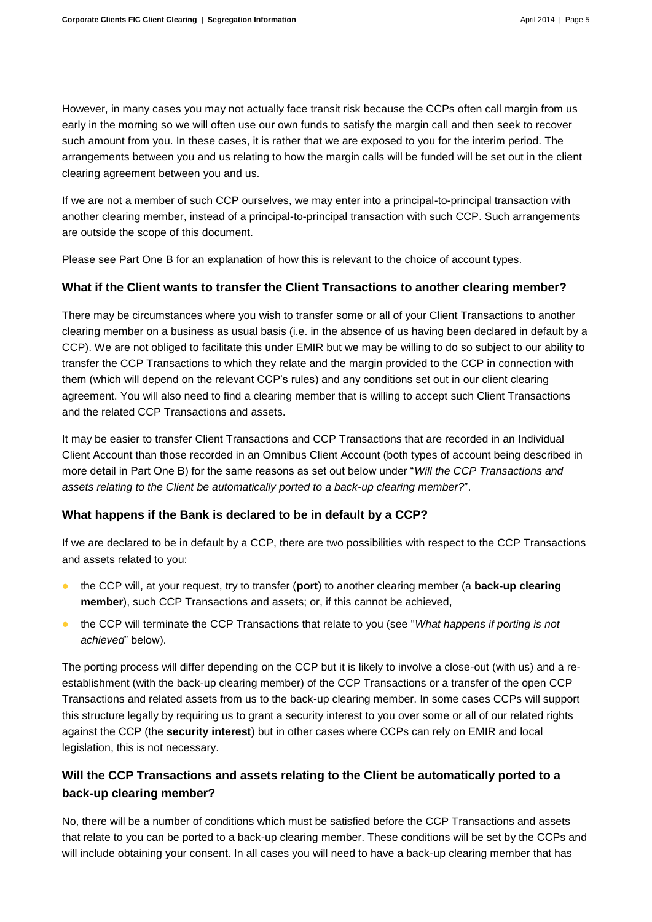However, in many cases you may not actually face transit risk because the CCPs often call margin from us early in the morning so we will often use our own funds to satisfy the margin call and then seek to recover such amount from you. In these cases, it is rather that we are exposed to you for the interim period. The arrangements between you and us relating to how the margin calls will be funded will be set out in the client clearing agreement between you and us.

If we are not a member of such CCP ourselves, we may enter into a principal-to-principal transaction with another clearing member, instead of a principal-to-principal transaction with such CCP. Such arrangements are outside the scope of this document.

Please see Part One B for an explanation of how this is relevant to the choice of account types.

### What if the Client wants to transfer the Client Transactions to another clearing member?

There may be circumstances where you wish to transfer some or all of your Client Transactions to another clearing member on a business as usual basis (i.e. in the absence of us having been declared in default by a CCP). We are not obliged to facilitate this under EMIR but we may be willing to do so subject to our ability to transfer the CCP Transactions to which they relate and the margin provided to the CCP in connection with them (which will depend on the relevant CCP's rules) and any conditions set out in our client clearing agreement. You will also need to find a clearing member that is willing to accept such Client Transactions and the related CCP Transactions and assets.

It may be easier to transfer Client Transactions and CCP Transactions that are recorded in an Individual Client Account than those recorded in an Omnibus Client Account (both types of account being described in more detail in Part One B) for the same reasons as set out below under "*Will the CCP Transactions and assets relating to the Client be automatically ported to a back-up clearing member?*".

### What happens if the Bank is declared to be in default by a CCP?

If we are declared to be in default by a CCP, there are two possibilities with respect to the CCP Transactions and assets related to you:

- the CCP will, at your request, try to transfer (**port**) to another clearing member (a **back-up clearing member**), such CCP Transactions and assets; or, if this cannot be achieved,
- the CCP will terminate the CCP Transactions that relate to you (see "*What happens if porting is not achieved*" below).

The porting process will differ depending on the CCP but it is likely to involve a close-out (with us) and a re-establishment (with the back-up clearing member) of the CCP Transactions or a transfer of the open CCP Transactions and related assets from us to the back-up clearing member. In some cases CCPs will support this structure legally by requiring us to grant a security interest to you over some or all of our related rights against the CCP (the **security interest**) but in other cases where CCPs can rely on EMIR and local legislation, this is not necessary.

### Will the CCP Transactions and assets relating to the Client be automatically ported to a back-up clearing member?

No, there will be a number of conditions which must be satisfied before the CCP Transactions and assets that relate to you can be ported to a back-up clearing member. These conditions will be set by the CCPs and will include obtaining your consent. In all cases you will need to have a back-up clearing member that has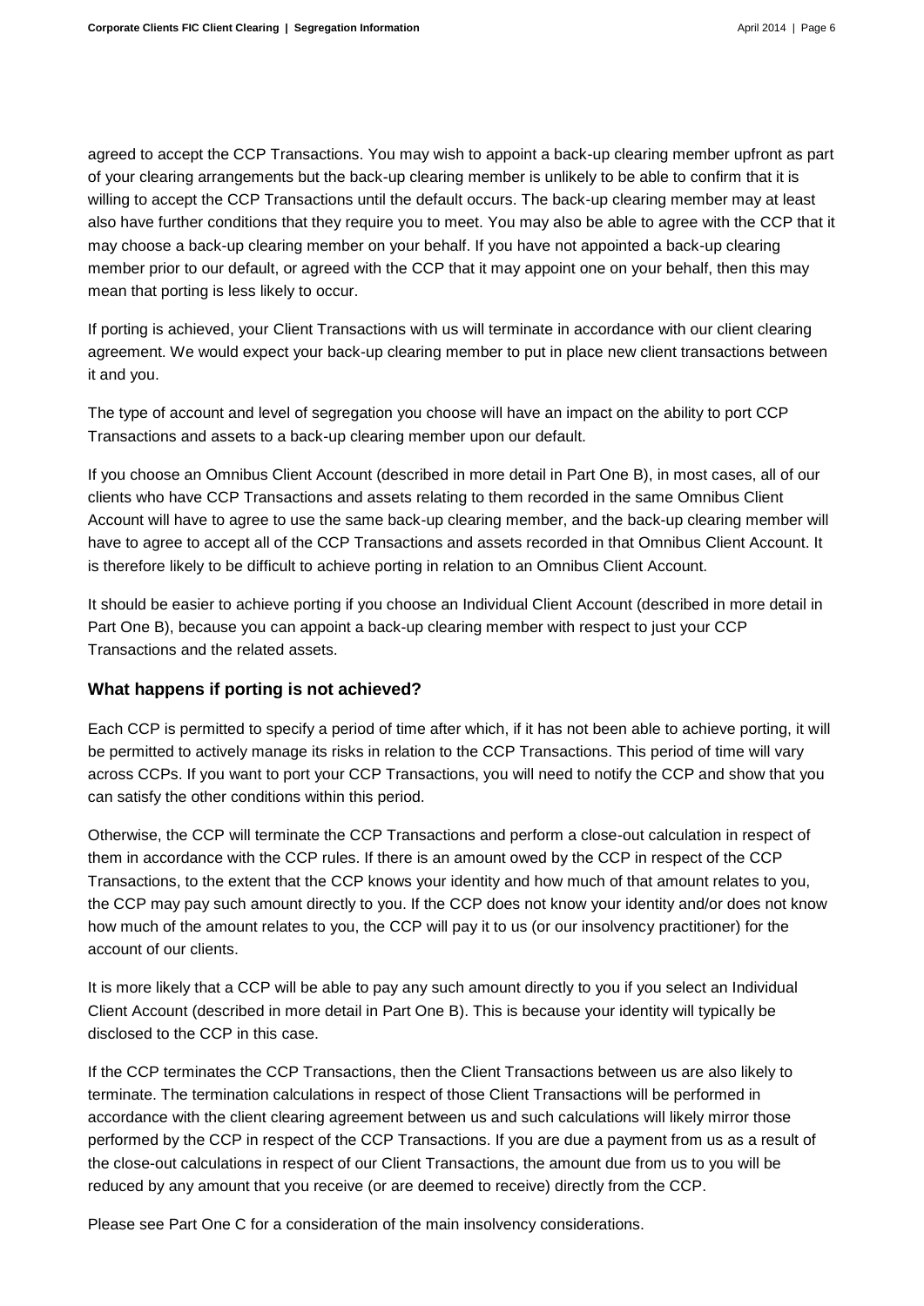agreed to accept the CCP Transactions. You may wish to appoint a back-up clearing member upfront as part of your clearing arrangements but the back-up clearing member is unlikely to be able to confirm that it is willing to accept the CCP Transactions until the default occurs. The back-up clearing member may at least also have further conditions that they require you to meet. You may also be able to agree with the CCP that it may choose a back-up clearing member on your behalf. If you have not appointed a back-up clearing member prior to our default, or agreed with the CCP that it may appoint one on your behalf, then this may mean that porting is less likely to occur.

If porting is achieved, your Client Transactions with us will terminate in accordance with our client clearing agreement. We would expect your back-up clearing member to put in place new client transactions between it and you.

The type of account and level of segregation you choose will have an impact on the ability to port CCP Transactions and assets to a back-up clearing member upon our default.

If you choose an Omnibus Client Account (described in more detail in Part One B), in most cases, all of our clients who have CCP Transactions and assets relating to them recorded in the same Omnibus Client Account will have to agree to use the same back-up clearing member, and the back-up clearing member will have to agree to accept all of the CCP Transactions and assets recorded in that Omnibus Client Account. It is therefore likely to be difficult to achieve porting in relation to an Omnibus Client Account.

It should be easier to achieve porting if you choose an Individual Client Account (described in more detail in Part One B), because you can appoint a back-up clearing member with respect to just your CCP Transactions and the related assets.

### What happens if porting is not achieved?

Each CCP is permitted to specify a period of time after which, if it has not been able to achieve porting, it will be permitted to actively manage its risks in relation to the CCP Transactions. This period of time will vary across CCPs. If you want to port your CCP Transactions, you will need to notify the CCP and show that you can satisfy the other conditions within this period.

Otherwise, the CCP will terminate the CCP Transactions and perform a close-out calculation in respect of them in accordance with the CCP rules. If there is an amount owed by the CCP in respect of the CCP Transactions, to the extent that the CCP knows your identity and how much of that amount relates to you, the CCP may pay such amount directly to you. If the CCP does not know your identity and/or does not know how much of the amount relates to you, the CCP will pay it to us (or our insolvency practitioner) for the account of our clients.

It is more likely that a CCP will be able to pay any such amount directly to you if you select an Individual Client Account (described in more detail in Part One B). This is because your identity will typically be disclosed to the CCP in this case.

If the CCP terminates the CCP Transactions, then the Client Transactions between us are also likely to terminate. The termination calculations in respect of those Client Transactions will be performed in accordance with the client clearing agreement between us and such calculations will likely mirror those performed by the CCP in respect of the CCP Transactions. If you are due a payment from us as a result of the close-out calculations in respect of our Client Transactions, the amount due from us to you will be reduced by any amount that you receive (or are deemed to receive) directly from the CCP.

Please see Part One C for a consideration of the main insolvency considerations.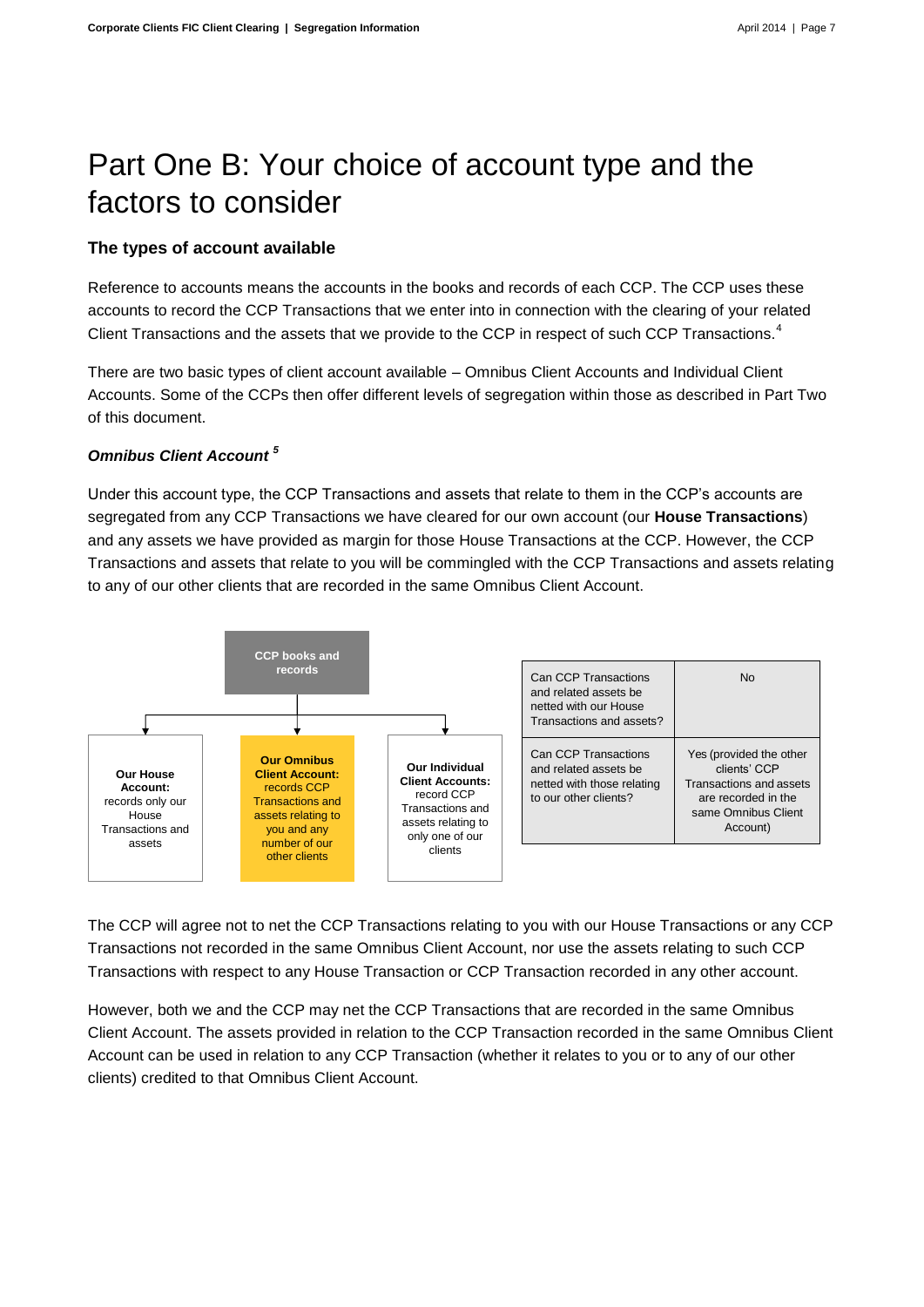# Part One B: Your choice of account type and the factors to consider

### The types of account available

Reference to accounts means the accounts in the books and records of each CCP. The CCP uses these accounts to record the CCP Transactions that we enter into in connection with the clearing of your related Client Transactions and the assets that we provide to the CCP in respect of such CCP Transactions.[4]

There are two basic types of client account available – Omnibus Client Accounts and Individual Client Accounts. Some of the CCPs then offer different levels of segregation within those as described in Part Two of this document.

#### *Omnibus Client Account* [5]

Under this account type, the CCP Transactions and assets that relate to them in the CCP's accounts are segregated from any CCP Transactions we have cleared for our own account (our **House Transactions**) and any assets we have provided as margin for those House Transactions at the CCP. However, the CCP Transactions and assets that relate to you will be commingled with the CCP Transactions and assets relating to any of our other clients that are recorded in the same Omnibus Client Account.

**CCP books and records**

- **Our House Account:** records only our House Transactions and assets
- **Our Omnibus Client Account:** records CCP Transactions and assets relating to you and any number of our other clients
- **Our Individual Client Accounts:** record CCP Transactions and assets relating to only one of our clients

| | |
|---|---|
| Can CCP Transactions and related assets be netted with our House Transactions and assets? | No |
| Can CCP Transactions and related assets be netted with those relating to our other clients? | Yes (provided the other clients' CCP Transactions and assets are recorded in the same Omnibus Client Account) |

The CCP will agree not to net the CCP Transactions relating to you with our House Transactions or any CCP Transactions not recorded in the same Omnibus Client Account, nor use the assets relating to such CCP Transactions with respect to any House Transaction or CCP Transaction recorded in any other account.

However, both we and the CCP may net the CCP Transactions that are recorded in the same Omnibus Client Account. The assets provided in relation to the CCP Transaction recorded in the same Omnibus Client Account can be used in relation to any CCP Transaction (whether it relates to you or to any of our other clients) credited to that Omnibus Client Account.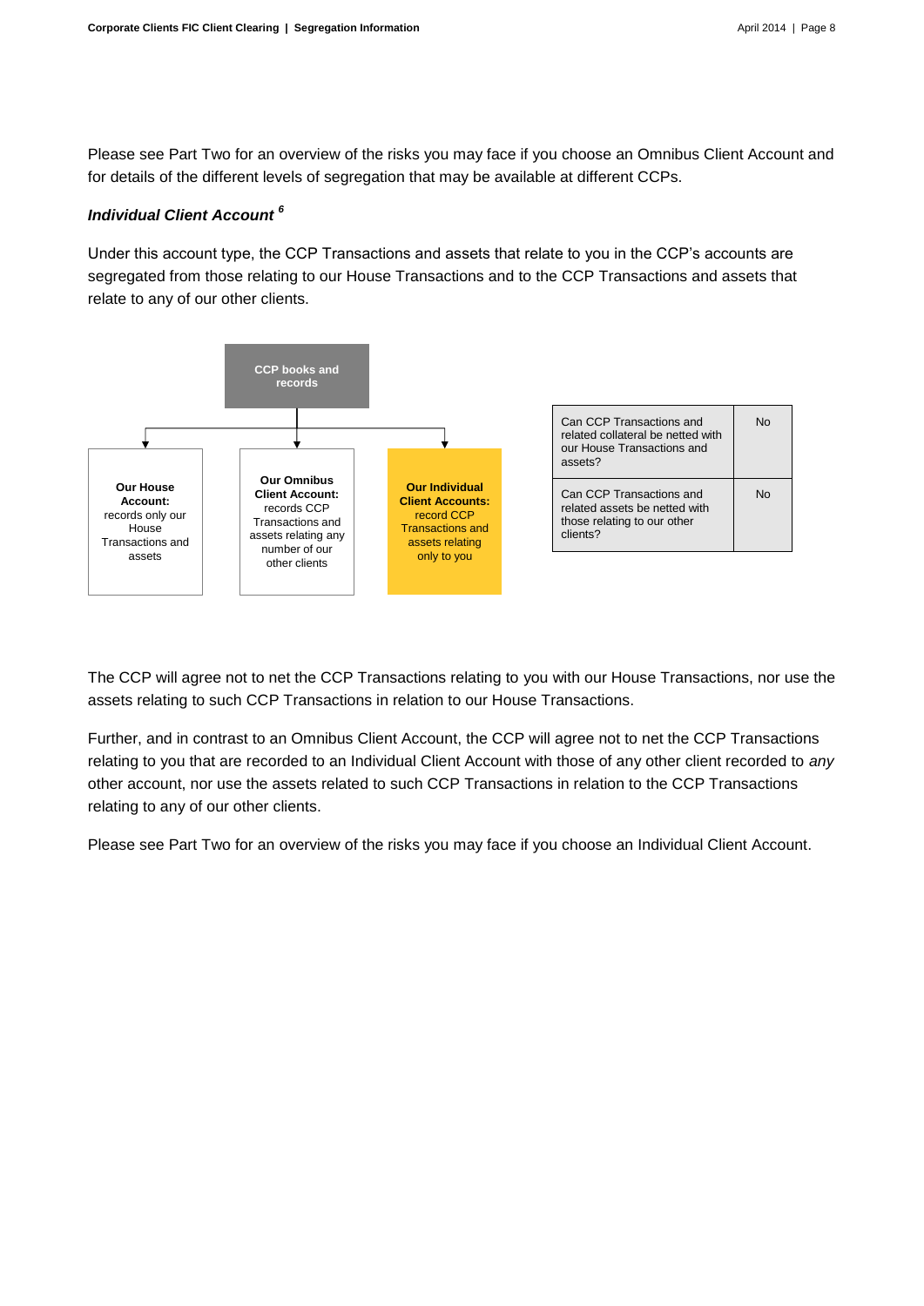Please see Part Two for an overview of the risks you may face if you choose an Omnibus Client Account and for details of the different levels of segregation that may be available at different CCPs.

### *Individual Client Account* [6]

Under this account type, the CCP Transactions and assets that relate to you in the CCP's accounts are segregated from those relating to our House Transactions and to the CCP Transactions and assets that relate to any of our other clients.

**CCP books and records**

- **Our House Account:** records only our House Transactions and assets
- **Our Omnibus Client Account:** records CCP Transactions and assets relating any number of our other clients
- **Our Individual Client Accounts:** record CCP Transactions and assets relating only to you

| | |
|---|---|
| Can CCP Transactions and related collateral be netted with our House Transactions and assets? | No |
| Can CCP Transactions and related assets be netted with those relating to our other clients? | No |

The CCP will agree not to net the CCP Transactions relating to you with our House Transactions, nor use the assets relating to such CCP Transactions in relation to our House Transactions.

Further, and in contrast to an Omnibus Client Account, the CCP will agree not to net the CCP Transactions relating to you that are recorded to an Individual Client Account with those of any other client recorded to *any* other account, nor use the assets related to such CCP Transactions in relation to the CCP Transactions relating to any of our other clients.

Please see Part Two for an overview of the risks you may face if you choose an Individual Client Account.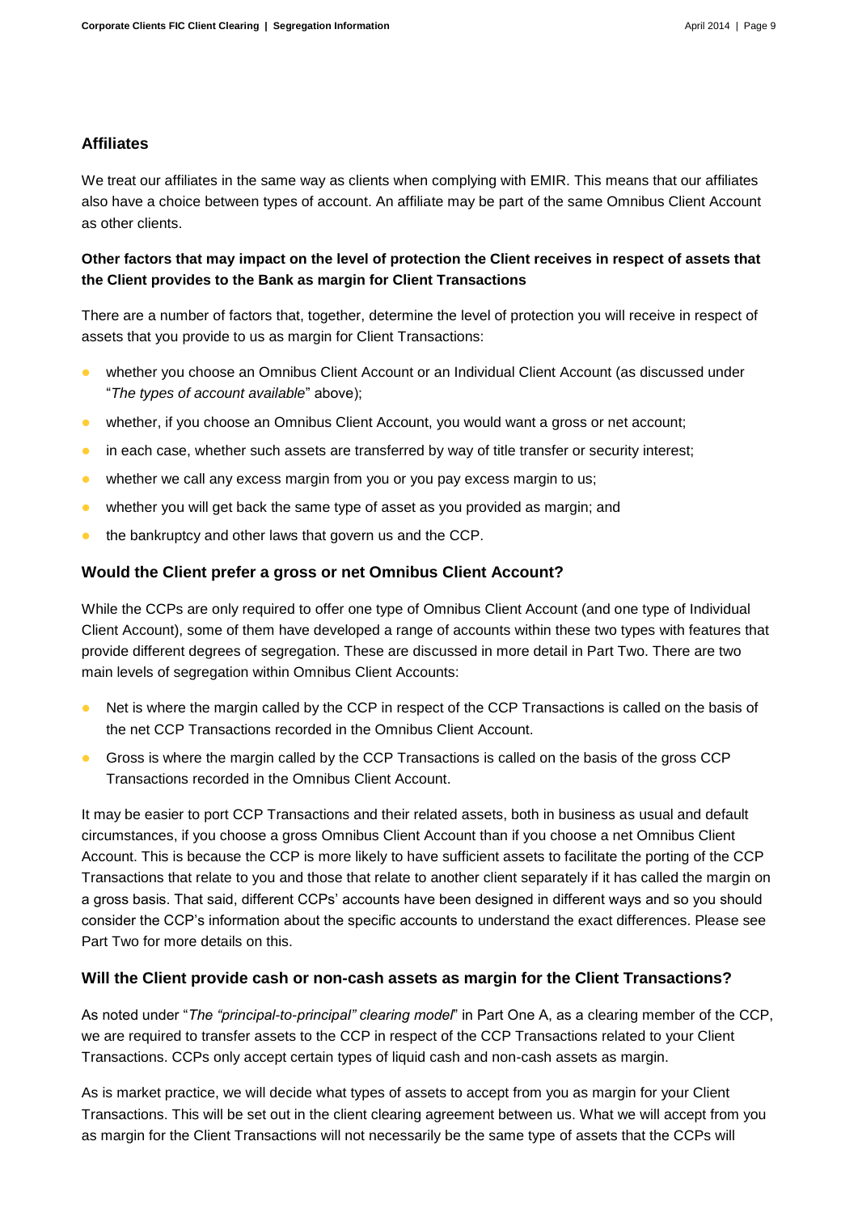### Affiliates

We treat our affiliates in the same way as clients when complying with EMIR. This means that our affiliates also have a choice between types of account. An affiliate may be part of the same Omnibus Client Account as other clients.

#### Other factors that may impact on the level of protection the Client receives in respect of assets that the Client provides to the Bank as margin for Client Transactions

There are a number of factors that, together, determine the level of protection you will receive in respect of assets that you provide to us as margin for Client Transactions:

- whether you choose an Omnibus Client Account or an Individual Client Account (as discussed under "*The types of account available*" above);
- whether, if you choose an Omnibus Client Account, you would want a gross or net account;
- in each case, whether such assets are transferred by way of title transfer or security interest;
- whether we call any excess margin from you or you pay excess margin to us;
- whether you will get back the same type of asset as you provided as margin; and
- the bankruptcy and other laws that govern us and the CCP.

### Would the Client prefer a gross or net Omnibus Client Account?

While the CCPs are only required to offer one type of Omnibus Client Account (and one type of Individual Client Account), some of them have developed a range of accounts within these two types with features that provide different degrees of segregation. These are discussed in more detail in Part Two. There are two main levels of segregation within Omnibus Client Accounts:

- Net is where the margin called by the CCP in respect of the CCP Transactions is called on the basis of the net CCP Transactions recorded in the Omnibus Client Account.
- Gross is where the margin called by the CCP Transactions is called on the basis of the gross CCP Transactions recorded in the Omnibus Client Account.

It may be easier to port CCP Transactions and their related assets, both in business as usual and default circumstances, if you choose a gross Omnibus Client Account than if you choose a net Omnibus Client Account. This is because the CCP is more likely to have sufficient assets to facilitate the porting of the CCP Transactions that relate to you and those that relate to another client separately if it has called the margin on a gross basis. That said, different CCPs' accounts have been designed in different ways and so you should consider the CCP's information about the specific accounts to understand the exact differences. Please see Part Two for more details on this.

### Will the Client provide cash or non-cash assets as margin for the Client Transactions?

As noted under "*The "principal-to-principal" clearing model*" in Part One A, as a clearing member of the CCP, we are required to transfer assets to the CCP in respect of the CCP Transactions related to your Client Transactions. CCPs only accept certain types of liquid cash and non-cash assets as margin.

As is market practice, we will decide what types of assets to accept from you as margin for your Client Transactions. This will be set out in the client clearing agreement between us. What we will accept from you as margin for the Client Transactions will not necessarily be the same type of assets that the CCPs will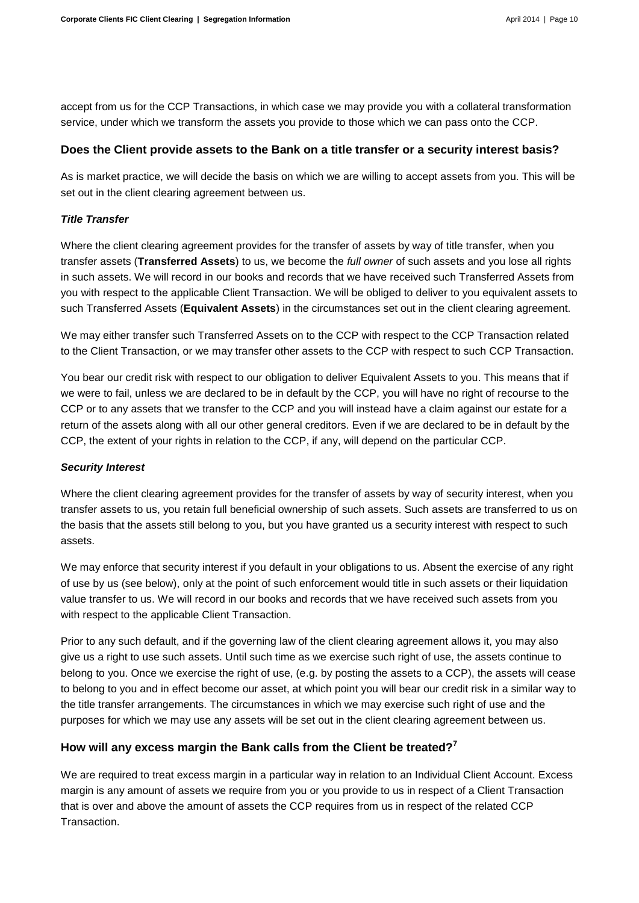accept from us for the CCP Transactions, in which case we may provide you with a collateral transformation service, under which we transform the assets you provide to those which we can pass onto the CCP.

## Does the Client provide assets to the Bank on a title transfer or a security interest basis?

As is market practice, we will decide the basis on which we are willing to accept assets from you. This will be set out in the client clearing agreement between us.

### *Title Transfer*

Where the client clearing agreement provides for the transfer of assets by way of title transfer, when you transfer assets (**Transferred Assets**) to us, we become the *full owner* of such assets and you lose all rights in such assets. We will record in our books and records that we have received such Transferred Assets from you with respect to the applicable Client Transaction. We will be obliged to deliver to you equivalent assets to such Transferred Assets (**Equivalent Assets**) in the circumstances set out in the client clearing agreement.

We may either transfer such Transferred Assets on to the CCP with respect to the CCP Transaction related to the Client Transaction, or we may transfer other assets to the CCP with respect to such CCP Transaction.

You bear our credit risk with respect to our obligation to deliver Equivalent Assets to you. This means that if we were to fail, unless we are declared to be in default by the CCP, you will have no right of recourse to the CCP or to any assets that we transfer to the CCP and you will instead have a claim against our estate for a return of the assets along with all our other general creditors. Even if we are declared to be in default by the CCP, the extent of your rights in relation to the CCP, if any, will depend on the particular CCP.

### *Security Interest*

Where the client clearing agreement provides for the transfer of assets by way of security interest, when you transfer assets to us, you retain full beneficial ownership of such assets. Such assets are transferred to us on the basis that the assets still belong to you, but you have granted us a security interest with respect to such assets.

We may enforce that security interest if you default in your obligations to us. Absent the exercise of any right of use by us (see below), only at the point of such enforcement would title in such assets or their liquidation value transfer to us. We will record in our books and records that we have received such assets from you with respect to the applicable Client Transaction.

Prior to any such default, and if the governing law of the client clearing agreement allows it, you may also give us a right to use such assets. Until such time as we exercise such right of use, the assets continue to belong to you. Once we exercise the right of use, (e.g. by posting the assets to a CCP), the assets will cease to belong to you and in effect become our asset, at which point you will bear our credit risk in a similar way to the title transfer arrangements. The circumstances in which we may exercise such right of use and the purposes for which we may use any assets will be set out in the client clearing agreement between us.

## How will any excess margin the Bank calls from the Client be treated?[7]

We are required to treat excess margin in a particular way in relation to an Individual Client Account. Excess margin is any amount of assets we require from you or you provide to us in respect of a Client Transaction that is over and above the amount of assets the CCP requires from us in respect of the related CCP Transaction.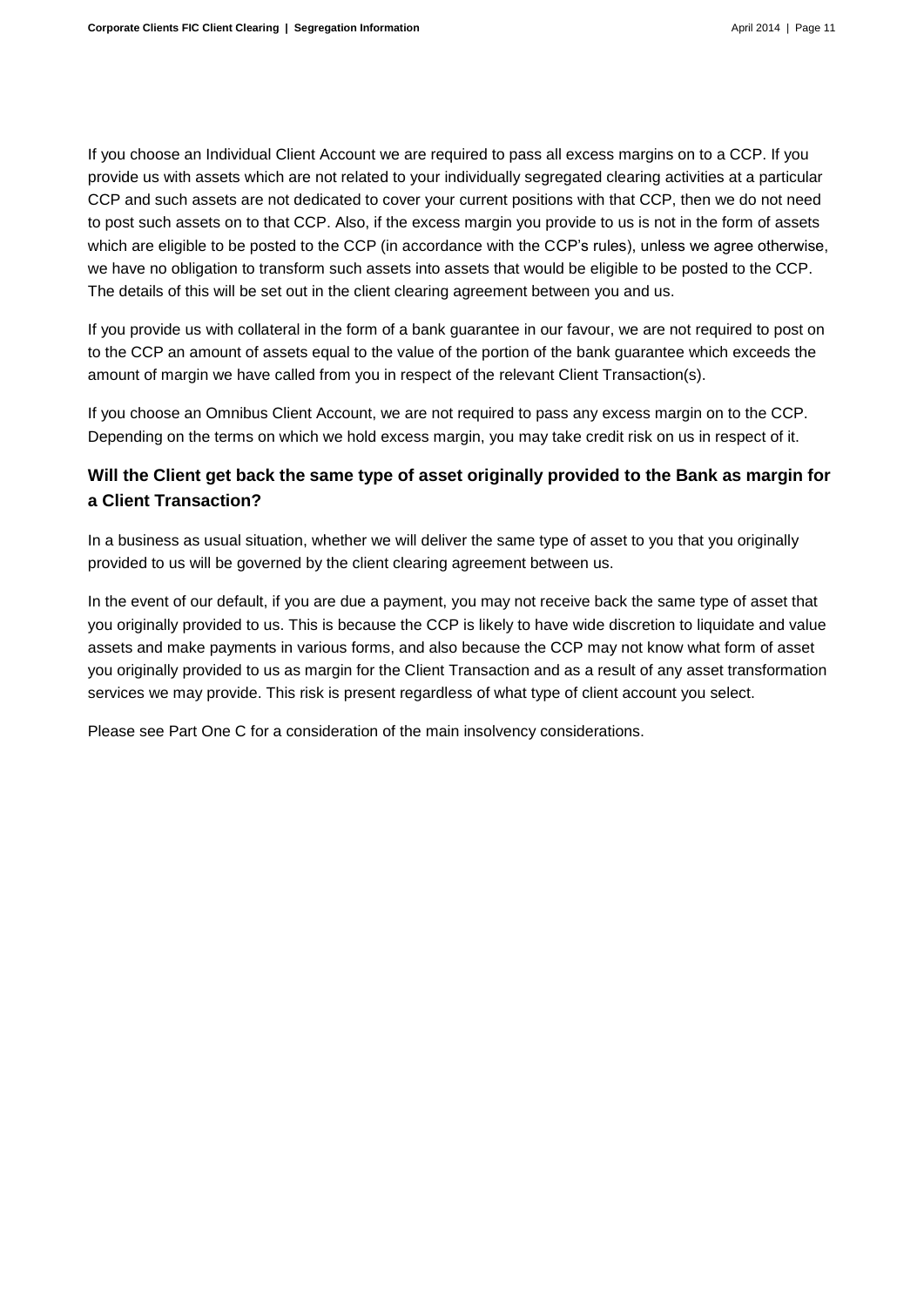If you choose an Individual Client Account we are required to pass all excess margins on to a CCP. If you provide us with assets which are not related to your individually segregated clearing activities at a particular CCP and such assets are not dedicated to cover your current positions with that CCP, then we do not need to post such assets on to that CCP. Also, if the excess margin you provide to us is not in the form of assets which are eligible to be posted to the CCP (in accordance with the CCP's rules), unless we agree otherwise, we have no obligation to transform such assets into assets that would be eligible to be posted to the CCP. The details of this will be set out in the client clearing agreement between you and us.

If you provide us with collateral in the form of a bank guarantee in our favour, we are not required to post on to the CCP an amount of assets equal to the value of the portion of the bank guarantee which exceeds the amount of margin we have called from you in respect of the relevant Client Transaction(s).

If you choose an Omnibus Client Account, we are not required to pass any excess margin on to the CCP. Depending on the terms on which we hold excess margin, you may take credit risk on us in respect of it.

### Will the Client get back the same type of asset originally provided to the Bank as margin for a Client Transaction?

In a business as usual situation, whether we will deliver the same type of asset to you that you originally provided to us will be governed by the client clearing agreement between us.

In the event of our default, if you are due a payment, you may not receive back the same type of asset that you originally provided to us. This is because the CCP is likely to have wide discretion to liquidate and value assets and make payments in various forms, and also because the CCP may not know what form of asset you originally provided to us as margin for the Client Transaction and as a result of any asset transformation services we may provide. This risk is present regardless of what type of client account you select.

Please see Part One C for a consideration of the main insolvency considerations.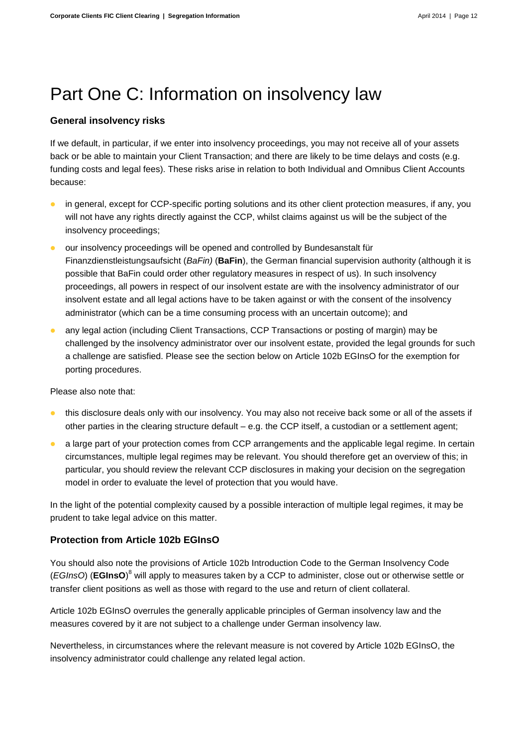# Part One C: Information on insolvency law

### General insolvency risks

If we default, in particular, if we enter into insolvency proceedings, you may not receive all of your assets back or be able to maintain your Client Transaction; and there are likely to be time delays and costs (e.g. funding costs and legal fees). These risks arise in relation to both Individual and Omnibus Client Accounts because:

- in general, except for CCP-specific porting solutions and its other client protection measures, if any, you will not have any rights directly against the CCP, whilst claims against us will be the subject of the insolvency proceedings;
- our insolvency proceedings will be opened and controlled by Bundesanstalt für Finanzdienstleistungsaufsicht (*BaFin)* (**BaFin**), the German financial supervision authority (although it is possible that BaFin could order other regulatory measures in respect of us). In such insolvency proceedings, all powers in respect of our insolvent estate are with the insolvency administrator of our insolvent estate and all legal actions have to be taken against or with the consent of the insolvency administrator (which can be a time consuming process with an uncertain outcome); and
- any legal action (including Client Transactions, CCP Transactions or posting of margin) may be challenged by the insolvency administrator over our insolvent estate, provided the legal grounds for such a challenge are satisfied. Please see the section below on Article 102b EGInsO for the exemption for porting procedures.

Please also note that:

- this disclosure deals only with our insolvency. You may also not receive back some or all of the assets if other parties in the clearing structure default – e.g. the CCP itself, a custodian or a settlement agent;
- a large part of your protection comes from CCP arrangements and the applicable legal regime. In certain circumstances, multiple legal regimes may be relevant. You should therefore get an overview of this; in particular, you should review the relevant CCP disclosures in making your decision on the segregation model in order to evaluate the level of protection that you would have.

In the light of the potential complexity caused by a possible interaction of multiple legal regimes, it may be prudent to take legal advice on this matter.

### Protection from Article 102b EGInsO

You should also note the provisions of Article 102b Introduction Code to the German Insolvency Code (*EGInsO*) (**EGInsO**)[8] will apply to measures taken by a CCP to administer, close out or otherwise settle or transfer client positions as well as those with regard to the use and return of client collateral.

Article 102b EGInsO overrules the generally applicable principles of German insolvency law and the measures covered by it are not subject to a challenge under German insolvency law.

Nevertheless, in circumstances where the relevant measure is not covered by Article 102b EGInsO, the insolvency administrator could challenge any related legal action.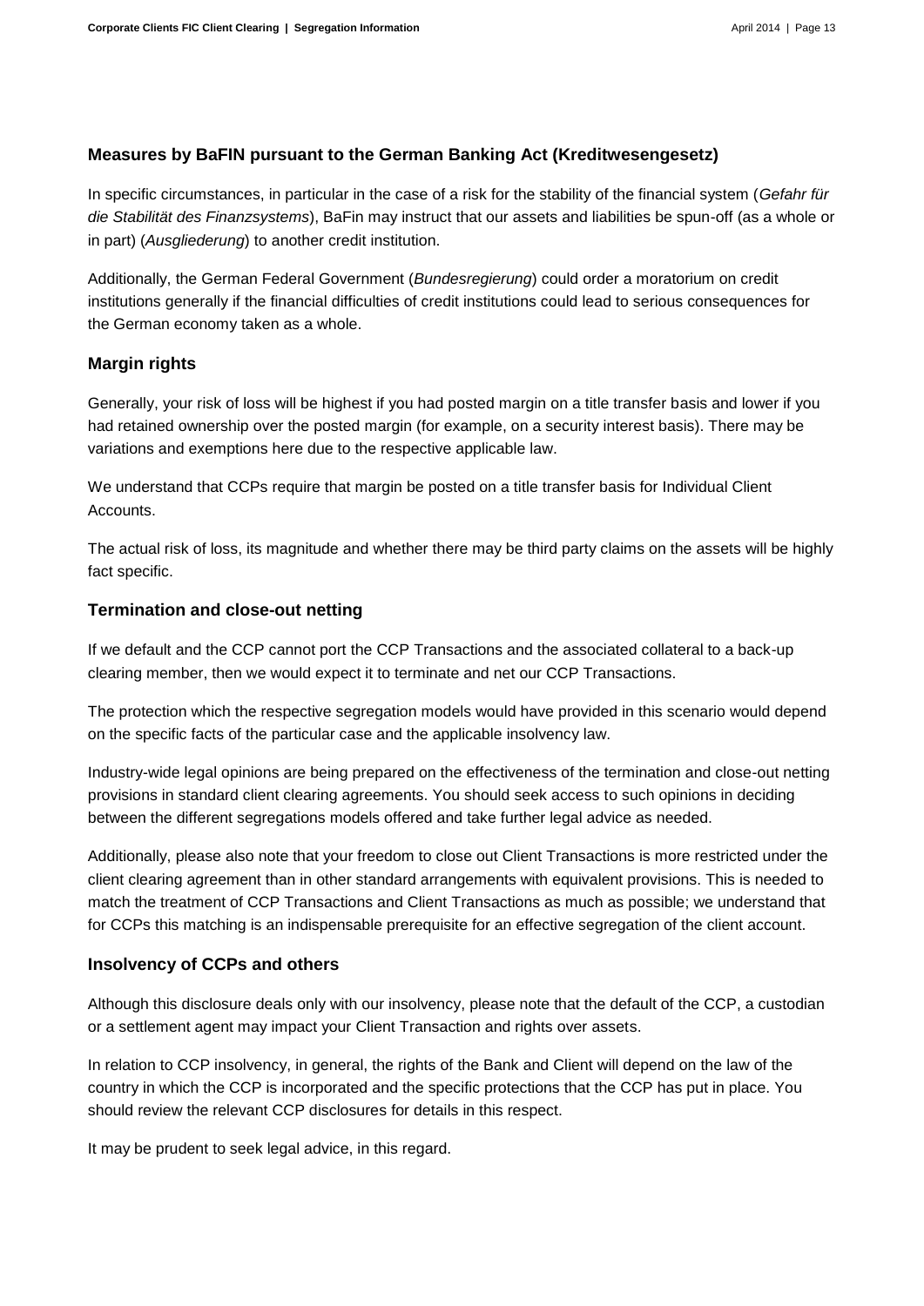## Measures by BaFIN pursuant to the German Banking Act (Kreditwesengesetz)

In specific circumstances, in particular in the case of a risk for the stability of the financial system (*Gefahr für die Stabilität des Finanzsystems*), BaFin may instruct that our assets and liabilities be spun-off (as a whole or in part) (*Ausgliederung*) to another credit institution.

Additionally, the German Federal Government (*Bundesregierung*) could order a moratorium on credit institutions generally if the financial difficulties of credit institutions could lead to serious consequences for the German economy taken as a whole.

## Margin rights

Generally, your risk of loss will be highest if you had posted margin on a title transfer basis and lower if you had retained ownership over the posted margin (for example, on a security interest basis). There may be variations and exemptions here due to the respective applicable law.

We understand that CCPs require that margin be posted on a title transfer basis for Individual Client Accounts.

The actual risk of loss, its magnitude and whether there may be third party claims on the assets will be highly fact specific.

## Termination and close-out netting

If we default and the CCP cannot port the CCP Transactions and the associated collateral to a back-up clearing member, then we would expect it to terminate and net our CCP Transactions.

The protection which the respective segregation models would have provided in this scenario would depend on the specific facts of the particular case and the applicable insolvency law.

Industry-wide legal opinions are being prepared on the effectiveness of the termination and close-out netting provisions in standard client clearing agreements. You should seek access to such opinions in deciding between the different segregations models offered and take further legal advice as needed.

Additionally, please also note that your freedom to close out Client Transactions is more restricted under the client clearing agreement than in other standard arrangements with equivalent provisions. This is needed to match the treatment of CCP Transactions and Client Transactions as much as possible; we understand that for CCPs this matching is an indispensable prerequisite for an effective segregation of the client account.

## Insolvency of CCPs and others

Although this disclosure deals only with our insolvency, please note that the default of the CCP, a custodian or a settlement agent may impact your Client Transaction and rights over assets.

In relation to CCP insolvency, in general, the rights of the Bank and Client will depend on the law of the country in which the CCP is incorporated and the specific protections that the CCP has put in place. You should review the relevant CCP disclosures for details in this respect.

It may be prudent to seek legal advice, in this regard.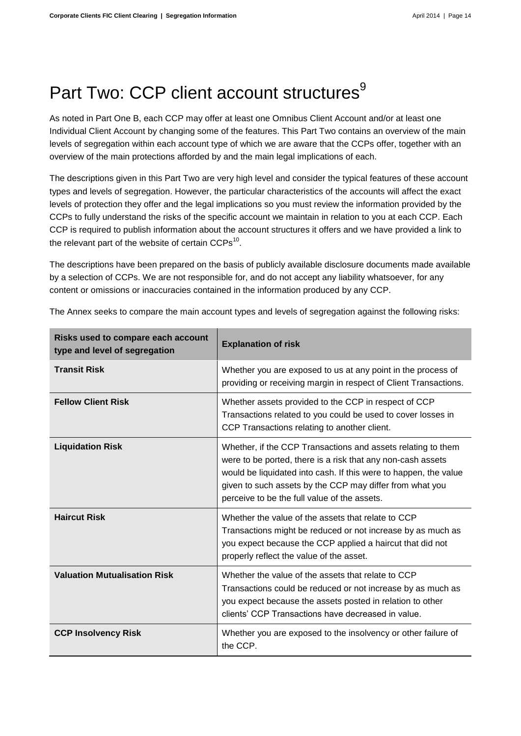# Part Two: CCP client account structures[9]

As noted in Part One B, each CCP may offer at least one Omnibus Client Account and/or at least one Individual Client Account by changing some of the features. This Part Two contains an overview of the main levels of segregation within each account type of which we are aware that the CCPs offer, together with an overview of the main protections afforded by and the main legal implications of each.

The descriptions given in this Part Two are very high level and consider the typical features of these account types and levels of segregation. However, the particular characteristics of the accounts will affect the exact levels of protection they offer and the legal implications so you must review the information provided by the CCPs to fully understand the risks of the specific account we maintain in relation to you at each CCP. Each CCP is required to publish information about the account structures it offers and we have provided a link to the relevant part of the website of certain CCPs[10].

The descriptions have been prepared on the basis of publicly available disclosure documents made available by a selection of CCPs. We are not responsible for, and do not accept any liability whatsoever, for any content or omissions or inaccuracies contained in the information produced by any CCP.

The Annex seeks to compare the main account types and levels of segregation against the following risks:

| Risks used to compare each account type and level of segregation | Explanation of risk |
|---|---|
| **Transit Risk** | Whether you are exposed to us at any point in the process of providing or receiving margin in respect of Client Transactions. |
| **Fellow Client Risk** | Whether assets provided to the CCP in respect of CCP Transactions related to you could be used to cover losses in CCP Transactions relating to another client. |
| **Liquidation Risk** | Whether, if the CCP Transactions and assets relating to them were to be ported, there is a risk that any non-cash assets would be liquidated into cash. If this were to happen, the value given to such assets by the CCP may differ from what you perceive to be the full value of the assets. |
| **Haircut Risk** | Whether the value of the assets that relate to CCP Transactions might be reduced or not increase by as much as you expect because the CCP applied a haircut that did not properly reflect the value of the asset. |
| **Valuation Mutualisation Risk** | Whether the value of the assets that relate to CCP Transactions could be reduced or not increase by as much as you expect because the assets posted in relation to other clients' CCP Transactions have decreased in value. |
| **CCP Insolvency Risk** | Whether you are exposed to the insolvency or other failure of the CCP. |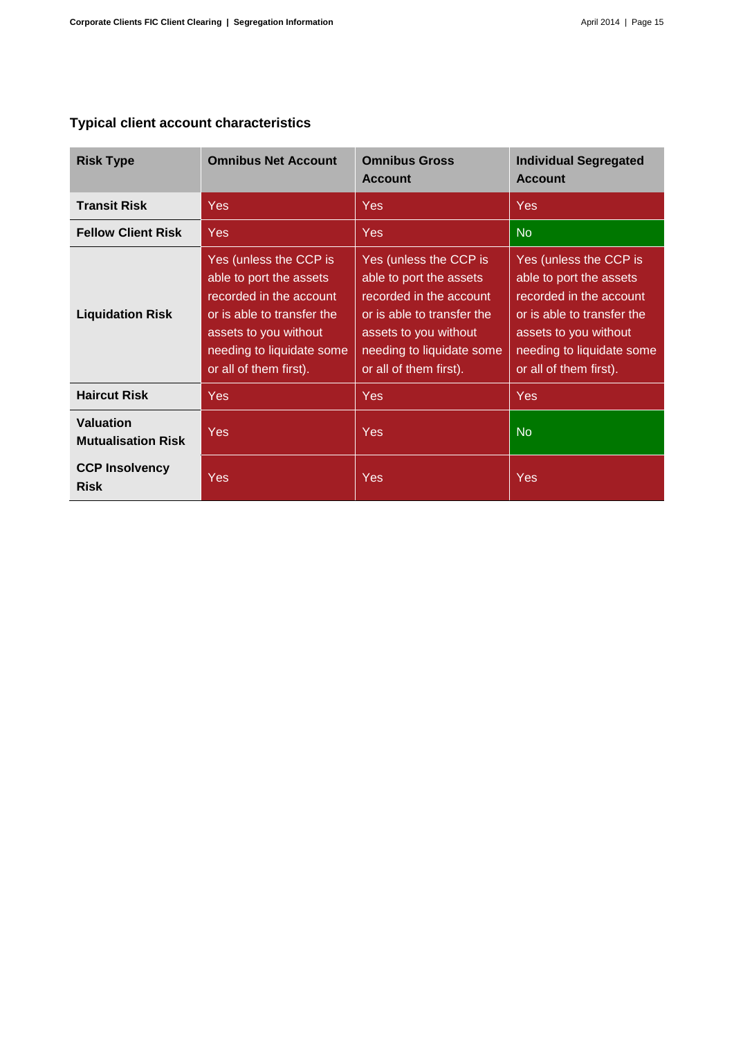### Typical client account characteristics

| Risk Type | Omnibus Net Account | Omnibus Gross Account | Individual Segregated Account |
|---|---|---|---|
| **Transit Risk** | Yes | Yes | Yes |
| **Fellow Client Risk** | Yes | Yes | No |
| **Liquidation Risk** | Yes (unless the CCP is able to port the assets recorded in the account or is able to transfer the assets to you without needing to liquidate some or all of them first). | Yes (unless the CCP is able to port the assets recorded in the account or is able to transfer the assets to you without needing to liquidate some or all of them first). | Yes (unless the CCP is able to port the assets recorded in the account or is able to transfer the assets to you without needing to liquidate some or all of them first). |
| **Haircut Risk** | Yes | Yes | Yes |
| **Valuation Mutualisation Risk** | Yes | Yes | No |
| **CCP Insolvency Risk** | Yes | Yes | Yes |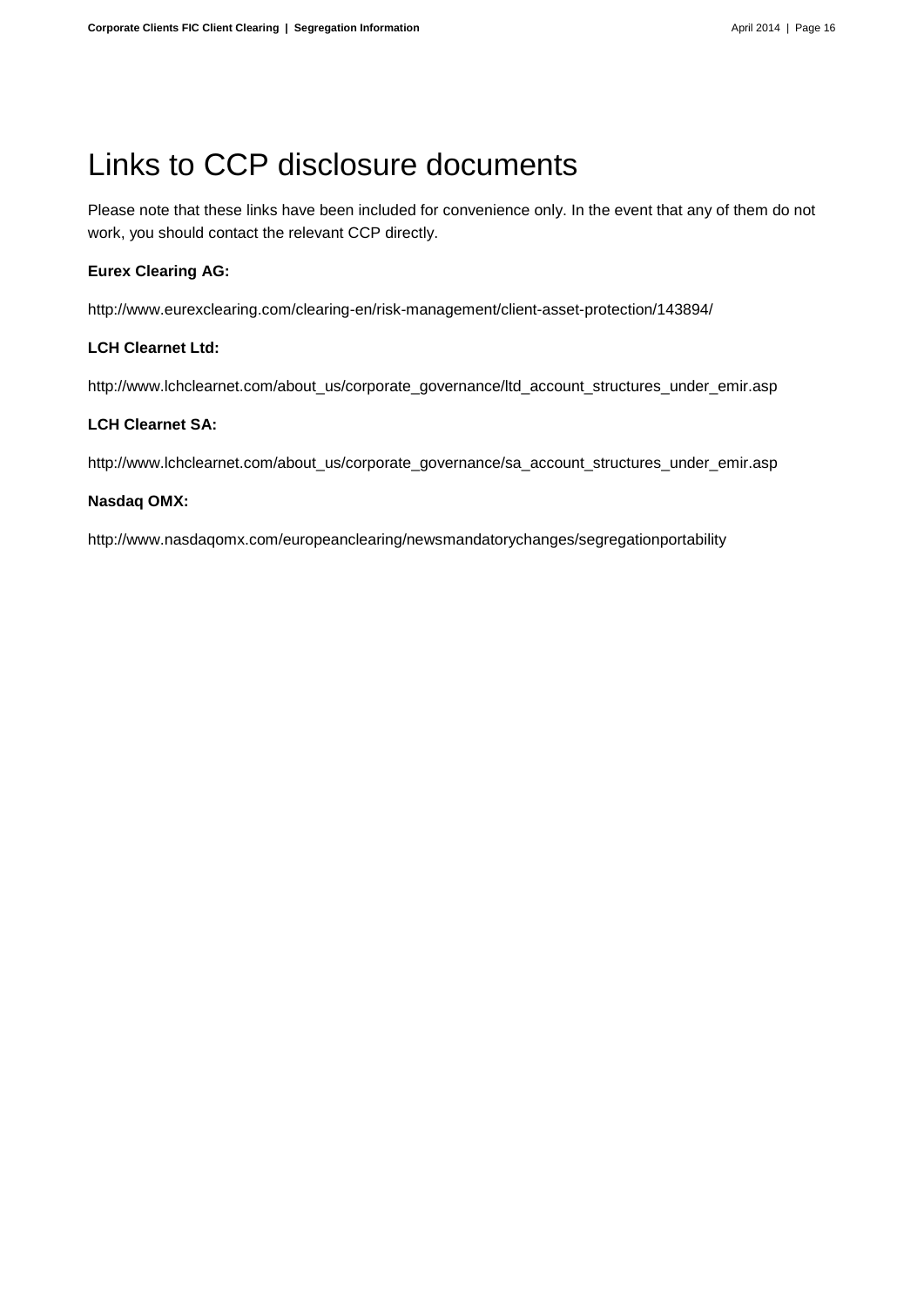# Links to CCP disclosure documents

Please note that these links have been included for convenience only. In the event that any of them do not work, you should contact the relevant CCP directly.

**Eurex Clearing AG:**

http://www.eurexclearing.com/clearing-en/risk-management/client-asset-protection/143894/

**LCH Clearnet Ltd:**

http://www.lchclearnet.com/about_us/corporate_governance/ltd_account_structures_under_emir.asp

**LCH Clearnet SA:**

http://www.lchclearnet.com/about_us/corporate_governance/sa_account_structures_under_emir.asp

**Nasdaq OMX:**

http://www.nasdaqomx.com/europeanclearing/newsmandatorychanges/segregationportability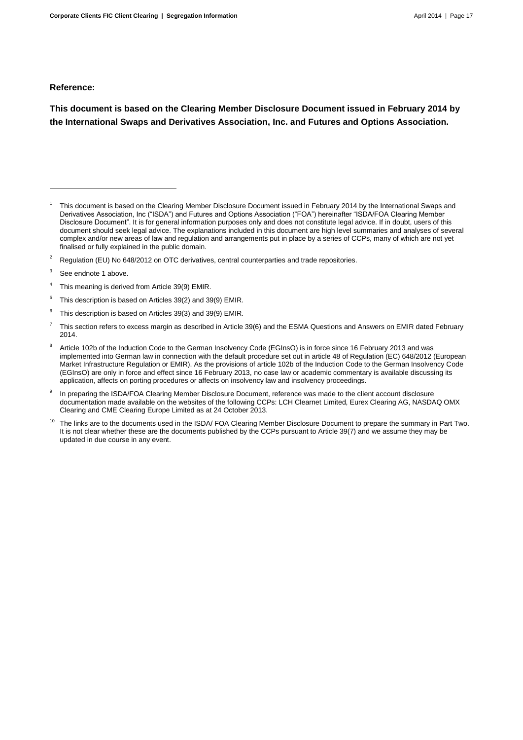**Reference:**

**This document is based on the Clearing Member Disclosure Document issued in February 2014 by the International Swaps and Derivatives Association, Inc. and Futures and Options Association.**

---

[1] This document is based on the Clearing Member Disclosure Document issued in February 2014 by the International Swaps and Derivatives Association, Inc ("ISDA") and Futures and Options Association ("FOA") hereinafter "ISDA/FOA Clearing Member Disclosure Document". It is for general information purposes only and does not constitute legal advice. If in doubt, users of this document should seek legal advice. The explanations included in this document are high level summaries and analyses of several complex and/or new areas of law and regulation and arrangements put in place by a series of CCPs, many of which are not yet finalised or fully explained in the public domain.

[2] Regulation (EU) No 648/2012 on OTC derivatives, central counterparties and trade repositories.

[3] See endnote 1 above.

[4] This meaning is derived from Article 39(9) EMIR.

[5] This description is based on Articles 39(2) and 39(9) EMIR.

[6] This description is based on Articles 39(3) and 39(9) EMIR.

[7] This section refers to excess margin as described in Article 39(6) and the ESMA Questions and Answers on EMIR dated February 2014.

[8] Article 102b of the Induction Code to the German Insolvency Code (EGInsO) is in force since 16 February 2013 and was implemented into German law in connection with the default procedure set out in article 48 of Regulation (EC) 648/2012 (European Market Infrastructure Regulation or EMIR). As the provisions of article 102b of the Induction Code to the German Insolvency Code (EGInsO) are only in force and effect since 16 February 2013, no case law or academic commentary is available discussing its application, affects on porting procedures or affects on insolvency law and insolvency proceedings.

[9] In preparing the ISDA/FOA Clearing Member Disclosure Document, reference was made to the client account disclosure documentation made available on the websites of the following CCPs: LCH Clearnet Limited, Eurex Clearing AG, NASDAQ OMX Clearing and CME Clearing Europe Limited as at 24 October 2013.

[10] The links are to the documents used in the ISDA/ FOA Clearing Member Disclosure Document to prepare the summary in Part Two. It is not clear whether these are the documents published by the CCPs pursuant to Article 39(7) and we assume they may be updated in due course in any event.